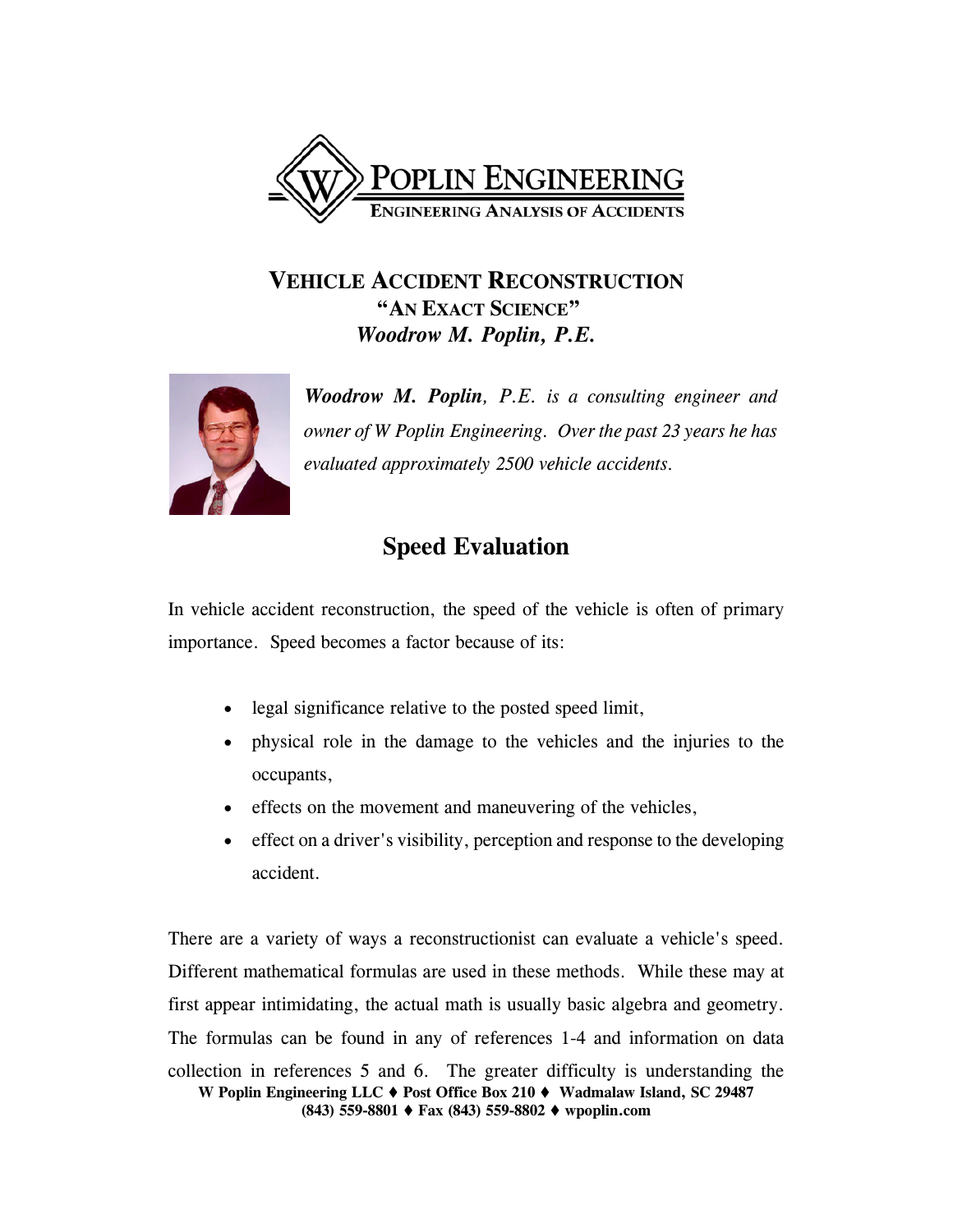POPLIN ENGINEERING
ENGINEERING ANALYSIS OF ACCIDENTS

# VEHICLE ACCIDENT RECONSTRUCTION
## "AN EXACT SCIENCE"
### *Woodrow M. Poplin, P.E.*

***Woodrow M. Poplin**, P.E. is a consulting engineer and owner of W Poplin Engineering. Over the past 23 years he has evaluated approximately 2500 vehicle accidents.*

## Speed Evaluation

In vehicle accident reconstruction, the speed of the vehicle is often of primary importance. Speed becomes a factor because of its:

- legal significance relative to the posted speed limit,
- physical role in the damage to the vehicles and the injuries to the occupants,
- effects on the movement and maneuvering of the vehicles,
- effect on a driver's visibility, perception and response to the developing accident.

There are a variety of ways a reconstructionist can evaluate a vehicle's speed. Different mathematical formulas are used in these methods. While these may at first appear intimidating, the actual math is usually basic algebra and geometry. The formulas can be found in any of references 1-4 and information on data collection in references 5 and 6. The greater difficulty is understanding the

**W Poplin Engineering LLC ♦ Post Office Box 210 ♦ Wadmalaw Island, SC 29487**
**(843) 559-8801 ♦ Fax (843) 559-8802 ♦ wpoplin.com**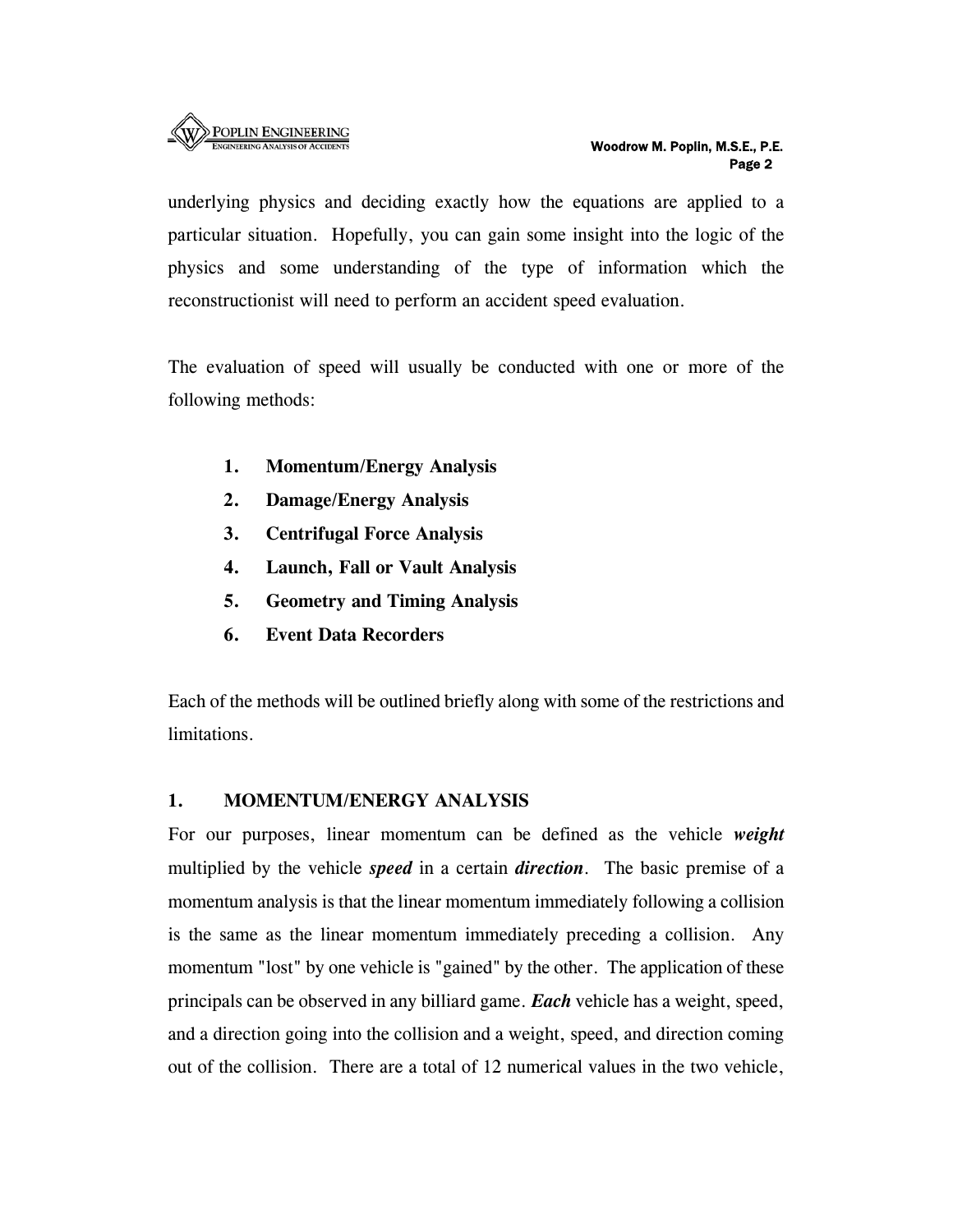underlying physics and deciding exactly how the equations are applied to a particular situation. Hopefully, you can gain some insight into the logic of the physics and some understanding of the type of information which the reconstructionist will need to perform an accident speed evaluation.

The evaluation of speed will usually be conducted with one or more of the following methods:

1. **Momentum/Energy Analysis**
2. **Damage/Energy Analysis**
3. **Centrifugal Force Analysis**
4. **Launch, Fall or Vault Analysis**
5. **Geometry and Timing Analysis**
6. **Event Data Recorders**

Each of the methods will be outlined briefly along with some of the restrictions and limitations.

## 1. MOMENTUM/ENERGY ANALYSIS

For our purposes, linear momentum can be defined as the vehicle ***weight*** multiplied by the vehicle ***speed*** in a certain ***direction***. The basic premise of a momentum analysis is that the linear momentum immediately following a collision is the same as the linear momentum immediately preceding a collision. Any momentum "lost" by one vehicle is "gained" by the other. The application of these principals can be observed in any billiard game. ***Each*** vehicle has a weight, speed, and a direction going into the collision and a weight, speed, and direction coming out of the collision. There are a total of 12 numerical values in the two vehicle,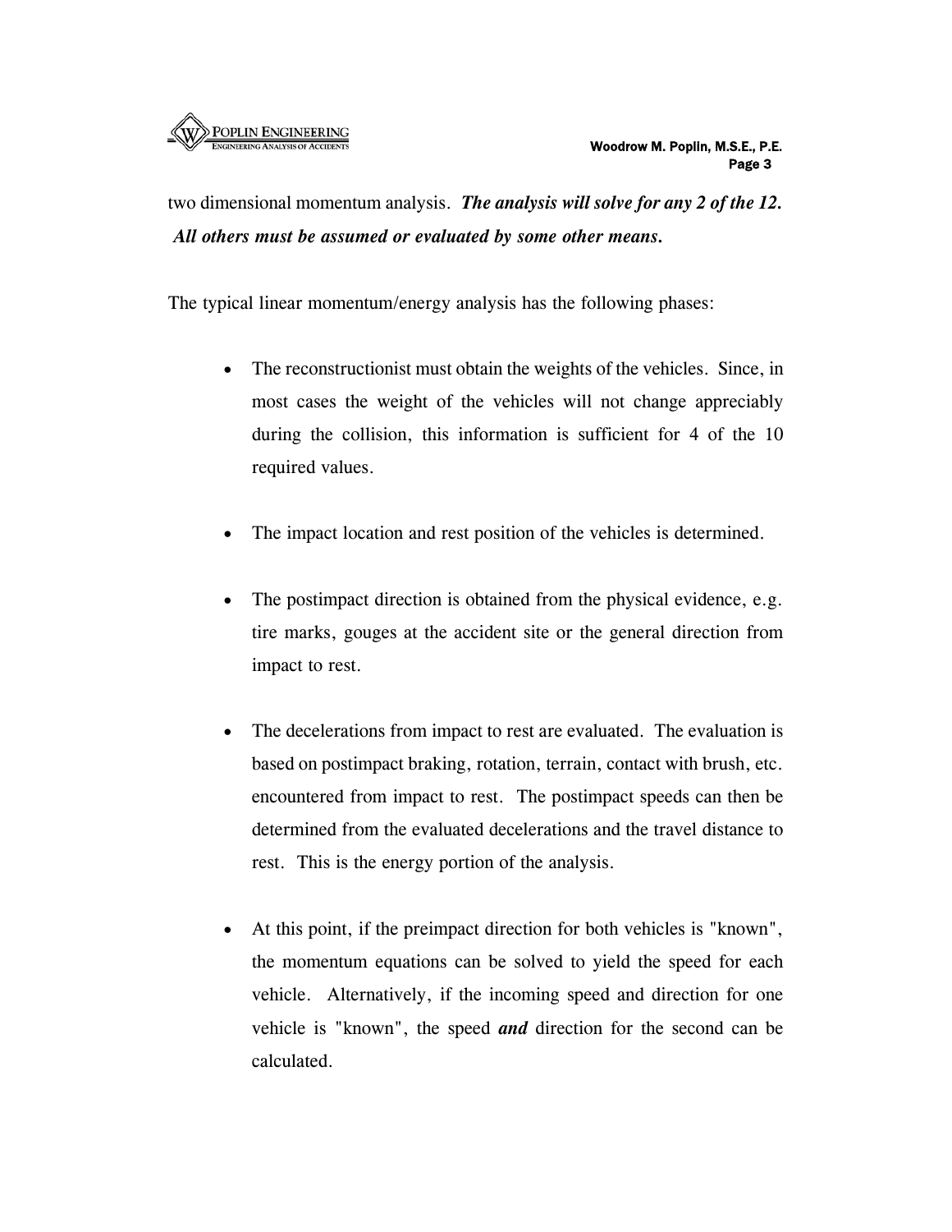two dimensional momentum analysis. ***The analysis will solve for any 2 of the 12. All others must be assumed or evaluated by some other means.***

The typical linear momentum/energy analysis has the following phases:

- The reconstructionist must obtain the weights of the vehicles. Since, in most cases the weight of the vehicles will not change appreciably during the collision, this information is sufficient for 4 of the 10 required values.

- The impact location and rest position of the vehicles is determined.

- The postimpact direction is obtained from the physical evidence, e.g. tire marks, gouges at the accident site or the general direction from impact to rest.

- The decelerations from impact to rest are evaluated. The evaluation is based on postimpact braking, rotation, terrain, contact with brush, etc. encountered from impact to rest. The postimpact speeds can then be determined from the evaluated decelerations and the travel distance to rest. This is the energy portion of the analysis.

- At this point, if the preimpact direction for both vehicles is "known", the momentum equations can be solved to yield the speed for each vehicle. Alternatively, if the incoming speed and direction for one vehicle is "known", the speed ***and*** direction for the second can be calculated.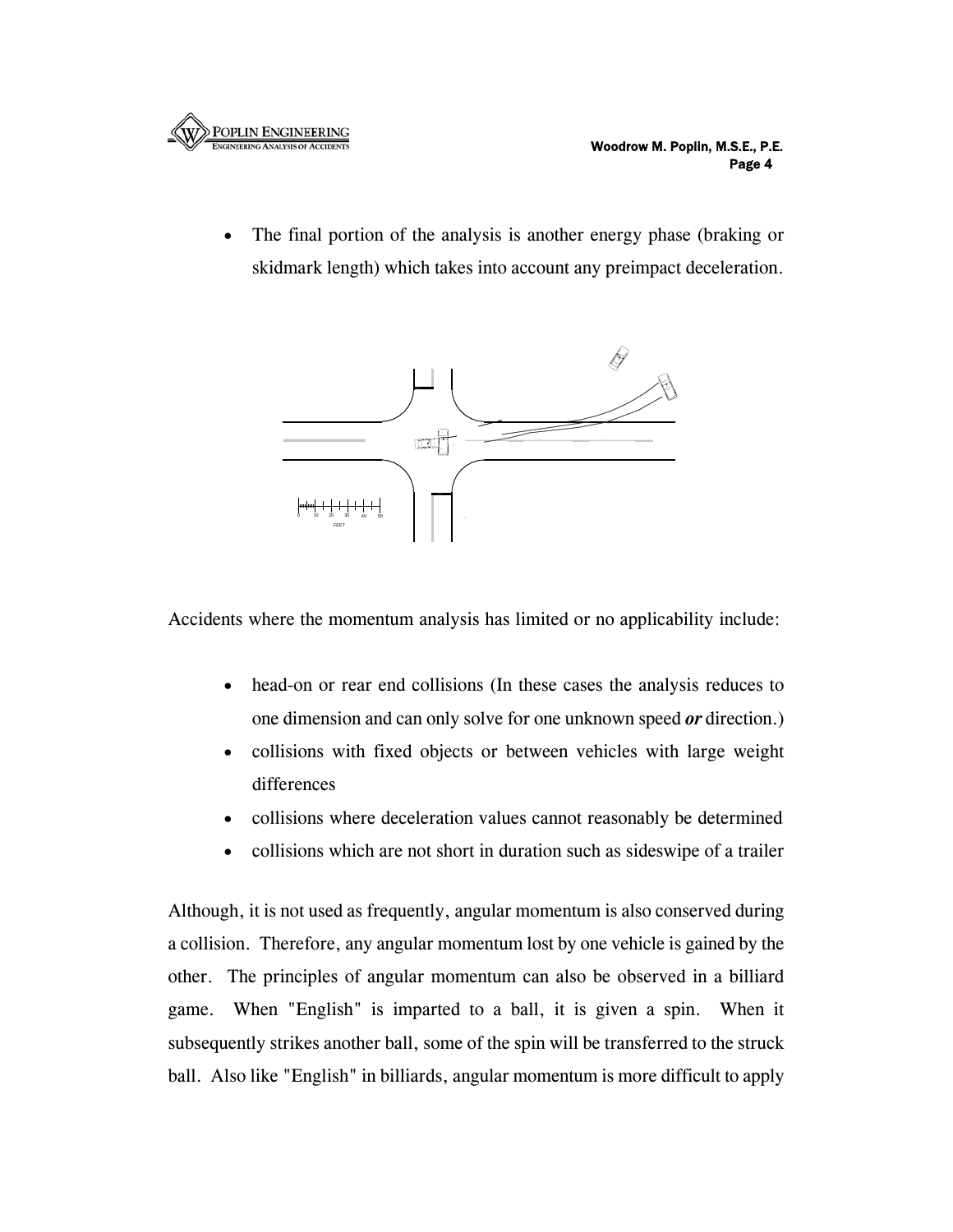- The final portion of the analysis is another energy phase (braking or skidmark length) which takes into account any preimpact deceleration.

Accidents where the momentum analysis has limited or no applicability include:

- head-on or rear end collisions (In these cases the analysis reduces to one dimension and can only solve for one unknown speed ***or*** direction.)
- collisions with fixed objects or between vehicles with large weight differences
- collisions where deceleration values cannot reasonably be determined
- collisions which are not short in duration such as sideswipe of a trailer

Although, it is not used as frequently, angular momentum is also conserved during a collision. Therefore, any angular momentum lost by one vehicle is gained by the other. The principles of angular momentum can also be observed in a billiard game. When "English" is imparted to a ball, it is given a spin. When it subsequently strikes another ball, some of the spin will be transferred to the struck ball. Also like "English" in billiards, angular momentum is more difficult to apply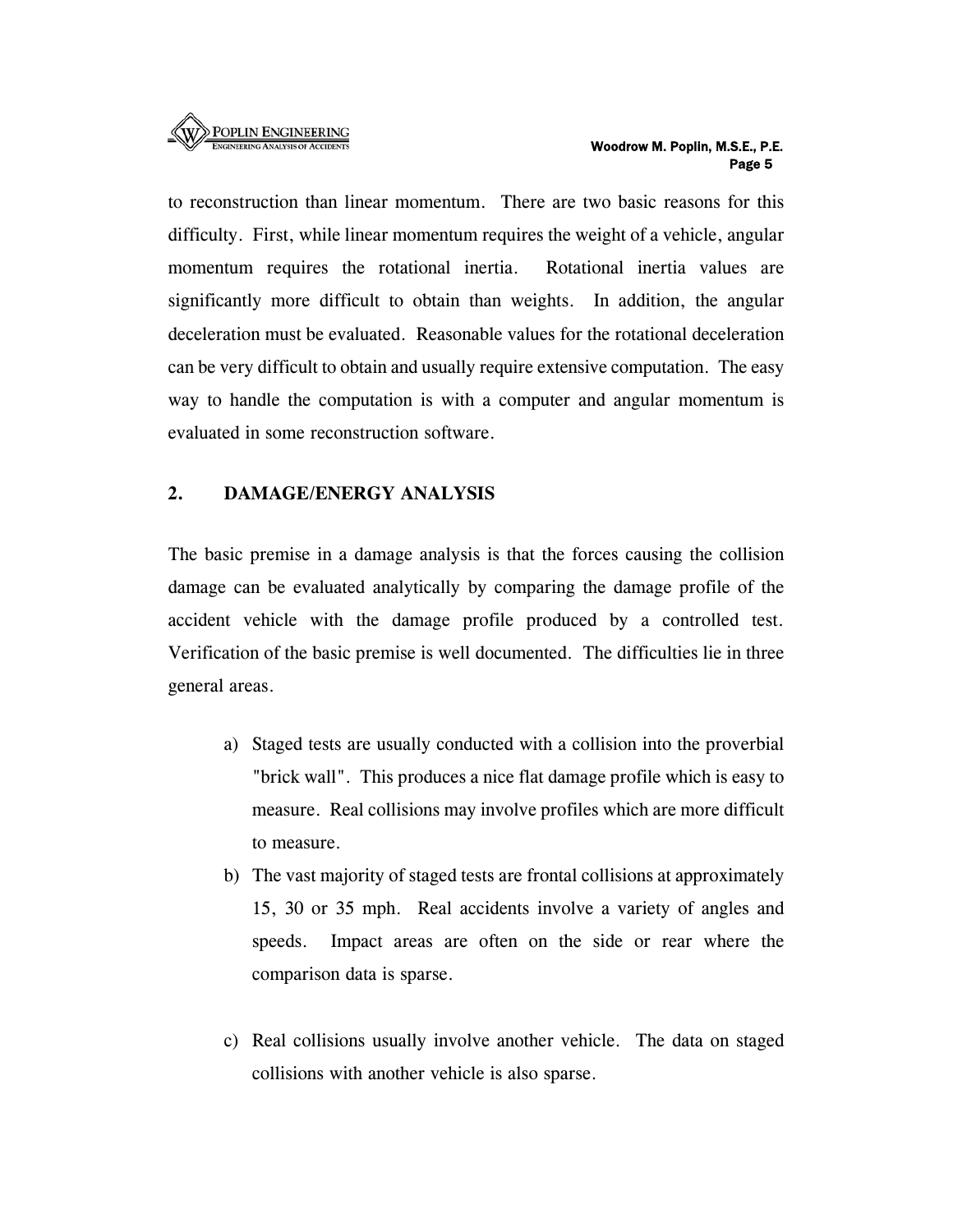to reconstruction than linear momentum. There are two basic reasons for this difficulty. First, while linear momentum requires the weight of a vehicle, angular momentum requires the rotational inertia. Rotational inertia values are significantly more difficult to obtain than weights. In addition, the angular deceleration must be evaluated. Reasonable values for the rotational deceleration can be very difficult to obtain and usually require extensive computation. The easy way to handle the computation is with a computer and angular momentum is evaluated in some reconstruction software.

## 2. DAMAGE/ENERGY ANALYSIS

The basic premise in a damage analysis is that the forces causing the collision damage can be evaluated analytically by comparing the damage profile of the accident vehicle with the damage profile produced by a controlled test. Verification of the basic premise is well documented. The difficulties lie in three general areas.

a) Staged tests are usually conducted with a collision into the proverbial "brick wall". This produces a nice flat damage profile which is easy to measure. Real collisions may involve profiles which are more difficult to measure.

b) The vast majority of staged tests are frontal collisions at approximately 15, 30 or 35 mph. Real accidents involve a variety of angles and speeds. Impact areas are often on the side or rear where the comparison data is sparse.

c) Real collisions usually involve another vehicle. The data on staged collisions with another vehicle is also sparse.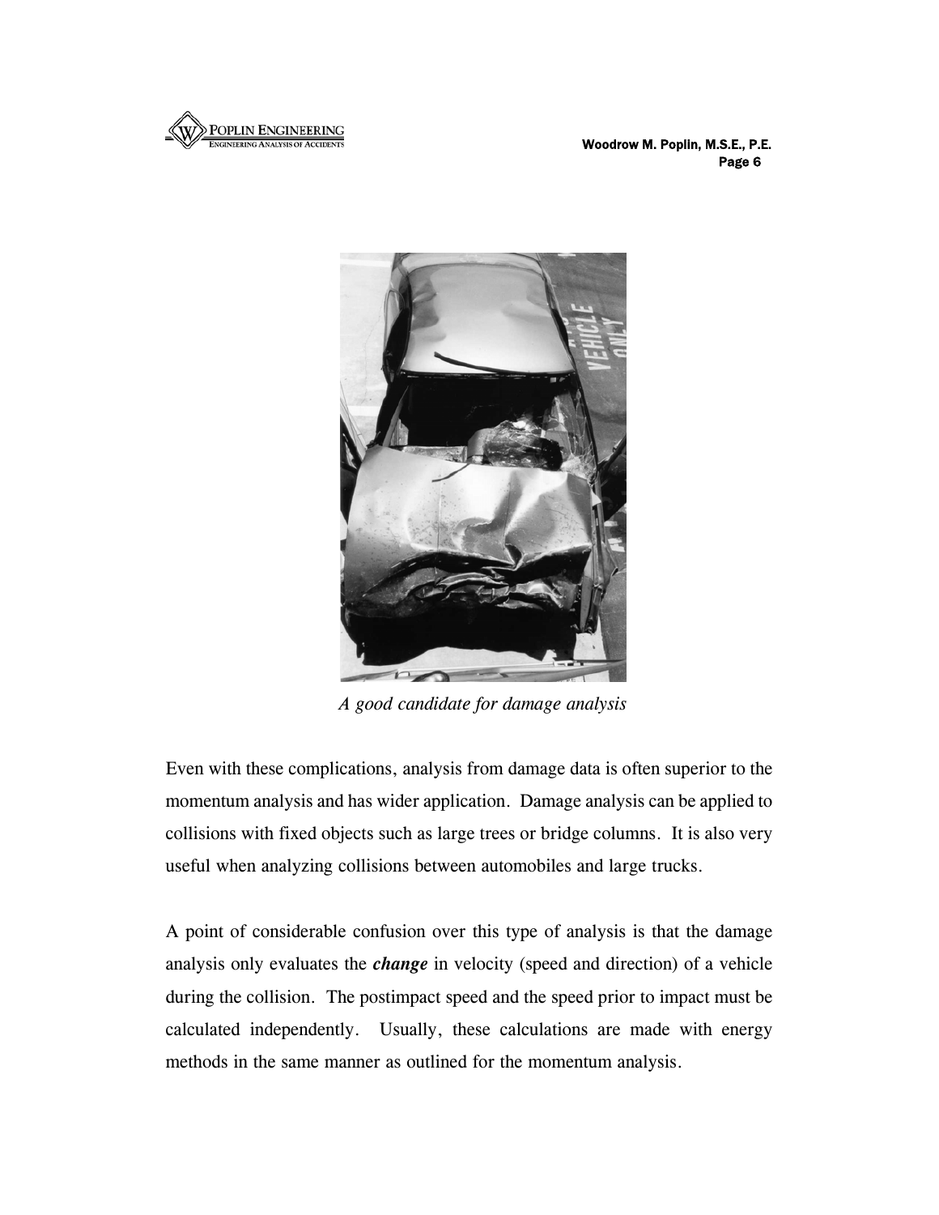*A good candidate for damage analysis*

Even with these complications, analysis from damage data is often superior to the momentum analysis and has wider application. Damage analysis can be applied to collisions with fixed objects such as large trees or bridge columns. It is also very useful when analyzing collisions between automobiles and large trucks.

A point of considerable confusion over this type of analysis is that the damage analysis only evaluates the ***change*** in velocity (speed and direction) of a vehicle during the collision. The postimpact speed and the speed prior to impact must be calculated independently. Usually, these calculations are made with energy methods in the same manner as outlined for the momentum analysis.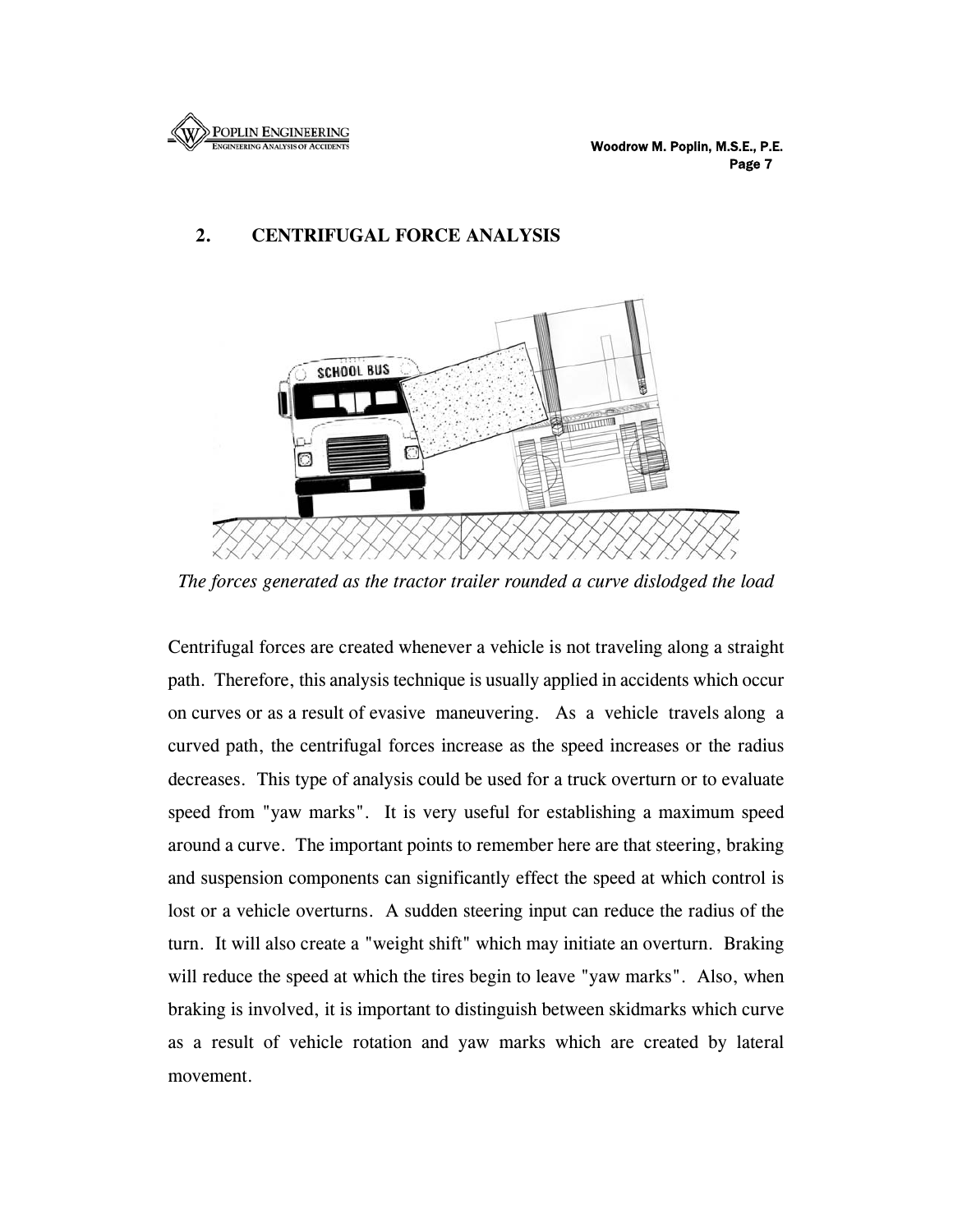## 2. CENTRIFUGAL FORCE ANALYSIS

*The forces generated as the tractor trailer rounded a curve dislodged the load*

Centrifugal forces are created whenever a vehicle is not traveling along a straight path. Therefore, this analysis technique is usually applied in accidents which occur on curves or as a result of evasive maneuvering. As a vehicle travels along a curved path, the centrifugal forces increase as the speed increases or the radius decreases. This type of analysis could be used for a truck overturn or to evaluate speed from "yaw marks". It is very useful for establishing a maximum speed around a curve. The important points to remember here are that steering, braking and suspension components can significantly effect the speed at which control is lost or a vehicle overturns. A sudden steering input can reduce the radius of the turn. It will also create a "weight shift" which may initiate an overturn. Braking will reduce the speed at which the tires begin to leave "yaw marks". Also, when braking is involved, it is important to distinguish between skidmarks which curve as a result of vehicle rotation and yaw marks which are created by lateral movement.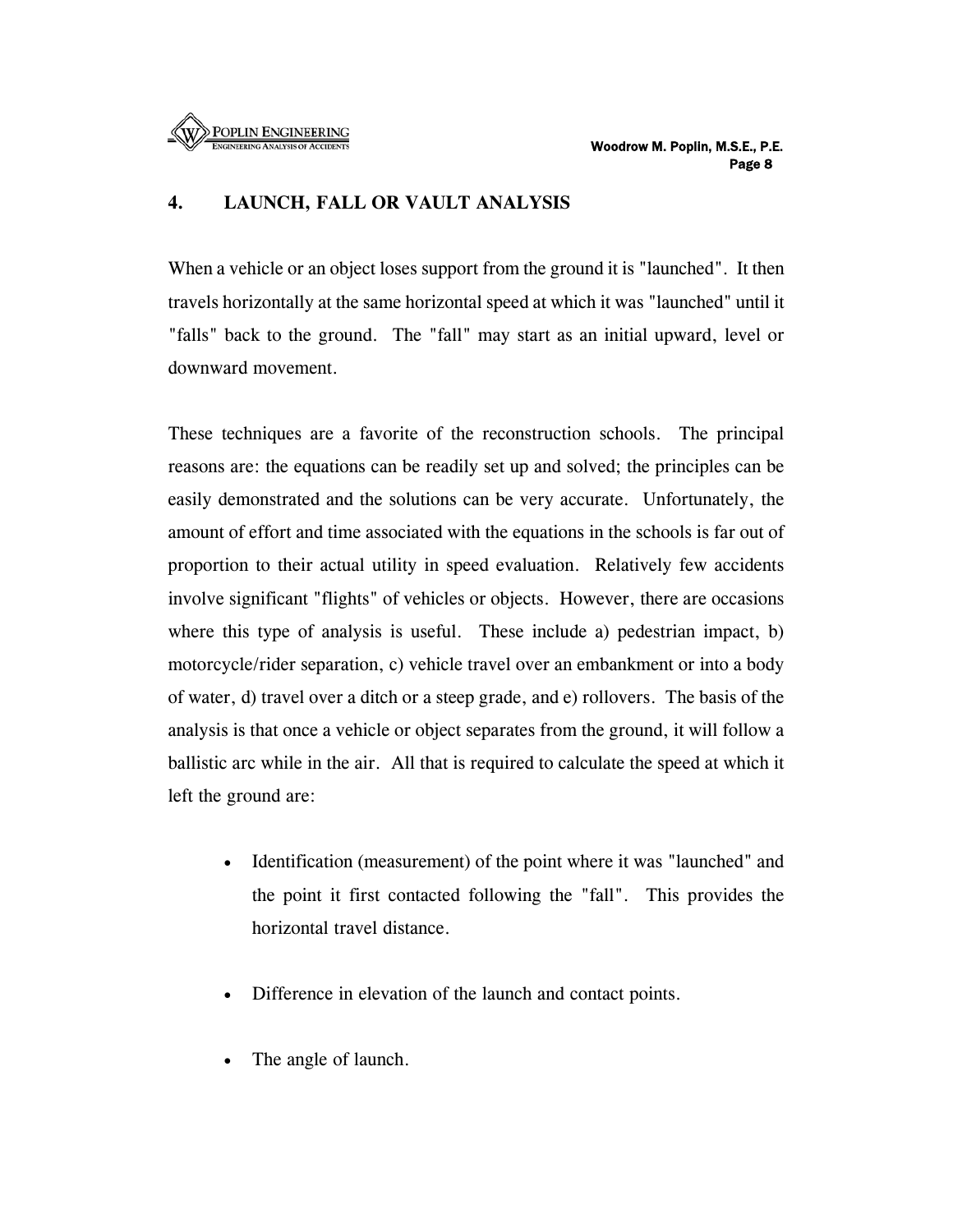## 4. LAUNCH, FALL OR VAULT ANALYSIS

When a vehicle or an object loses support from the ground it is "launched". It then travels horizontally at the same horizontal speed at which it was "launched" until it "falls" back to the ground. The "fall" may start as an initial upward, level or downward movement.

These techniques are a favorite of the reconstruction schools. The principal reasons are: the equations can be readily set up and solved; the principles can be easily demonstrated and the solutions can be very accurate. Unfortunately, the amount of effort and time associated with the equations in the schools is far out of proportion to their actual utility in speed evaluation. Relatively few accidents involve significant "flights" of vehicles or objects. However, there are occasions where this type of analysis is useful. These include a) pedestrian impact, b) motorcycle/rider separation, c) vehicle travel over an embankment or into a body of water, d) travel over a ditch or a steep grade, and e) rollovers. The basis of the analysis is that once a vehicle or object separates from the ground, it will follow a ballistic arc while in the air. All that is required to calculate the speed at which it left the ground are:

- Identification (measurement) of the point where it was "launched" and the point it first contacted following the "fall". This provides the horizontal travel distance.

- Difference in elevation of the launch and contact points.

- The angle of launch.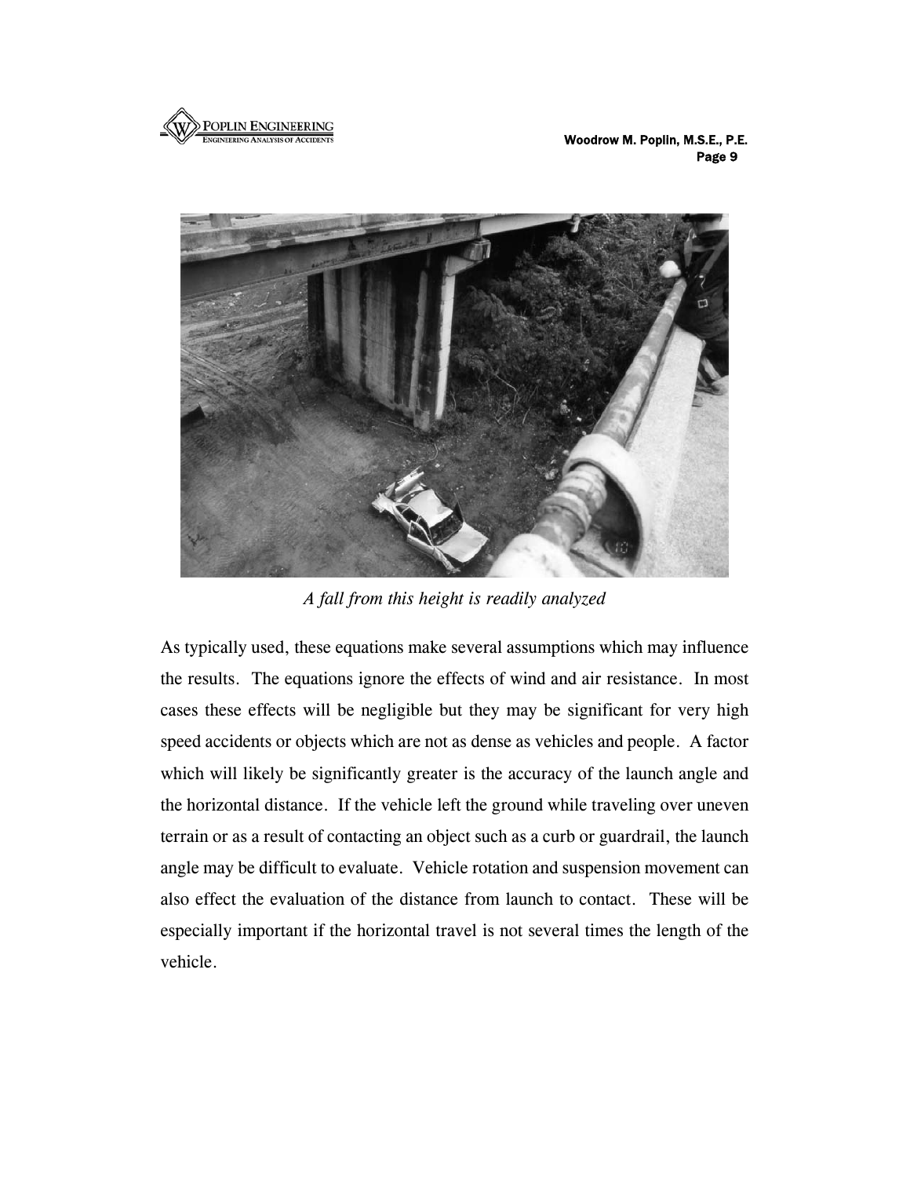*A fall from this height is readily analyzed*

As typically used, these equations make several assumptions which may influence the results. The equations ignore the effects of wind and air resistance. In most cases these effects will be negligible but they may be significant for very high speed accidents or objects which are not as dense as vehicles and people. A factor which will likely be significantly greater is the accuracy of the launch angle and the horizontal distance. If the vehicle left the ground while traveling over uneven terrain or as a result of contacting an object such as a curb or guardrail, the launch angle may be difficult to evaluate. Vehicle rotation and suspension movement can also effect the evaluation of the distance from launch to contact. These will be especially important if the horizontal travel is not several times the length of the vehicle.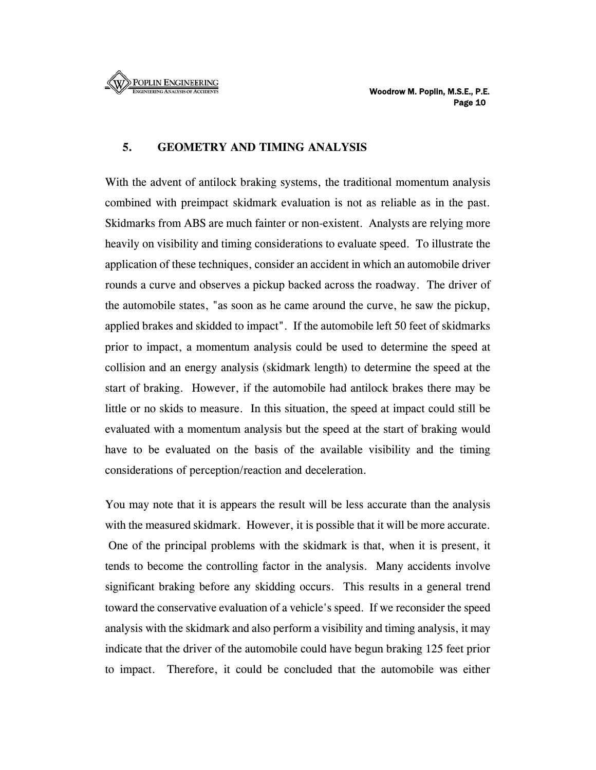## 5. GEOMETRY AND TIMING ANALYSIS

With the advent of antilock braking systems, the traditional momentum analysis combined with preimpact skidmark evaluation is not as reliable as in the past. Skidmarks from ABS are much fainter or non-existent. Analysts are relying more heavily on visibility and timing considerations to evaluate speed. To illustrate the application of these techniques, consider an accident in which an automobile driver rounds a curve and observes a pickup backed across the roadway. The driver of the automobile states, "as soon as he came around the curve, he saw the pickup, applied brakes and skidded to impact". If the automobile left 50 feet of skidmarks prior to impact, a momentum analysis could be used to determine the speed at collision and an energy analysis (skidmark length) to determine the speed at the start of braking. However, if the automobile had antilock brakes there may be little or no skids to measure. In this situation, the speed at impact could still be evaluated with a momentum analysis but the speed at the start of braking would have to be evaluated on the basis of the available visibility and the timing considerations of perception/reaction and deceleration.

You may note that it is appears the result will be less accurate than the analysis with the measured skidmark. However, it is possible that it will be more accurate. One of the principal problems with the skidmark is that, when it is present, it tends to become the controlling factor in the analysis. Many accidents involve significant braking before any skidding occurs. This results in a general trend toward the conservative evaluation of a vehicle's speed. If we reconsider the speed analysis with the skidmark and also perform a visibility and timing analysis, it may indicate that the driver of the automobile could have begun braking 125 feet prior to impact. Therefore, it could be concluded that the automobile was either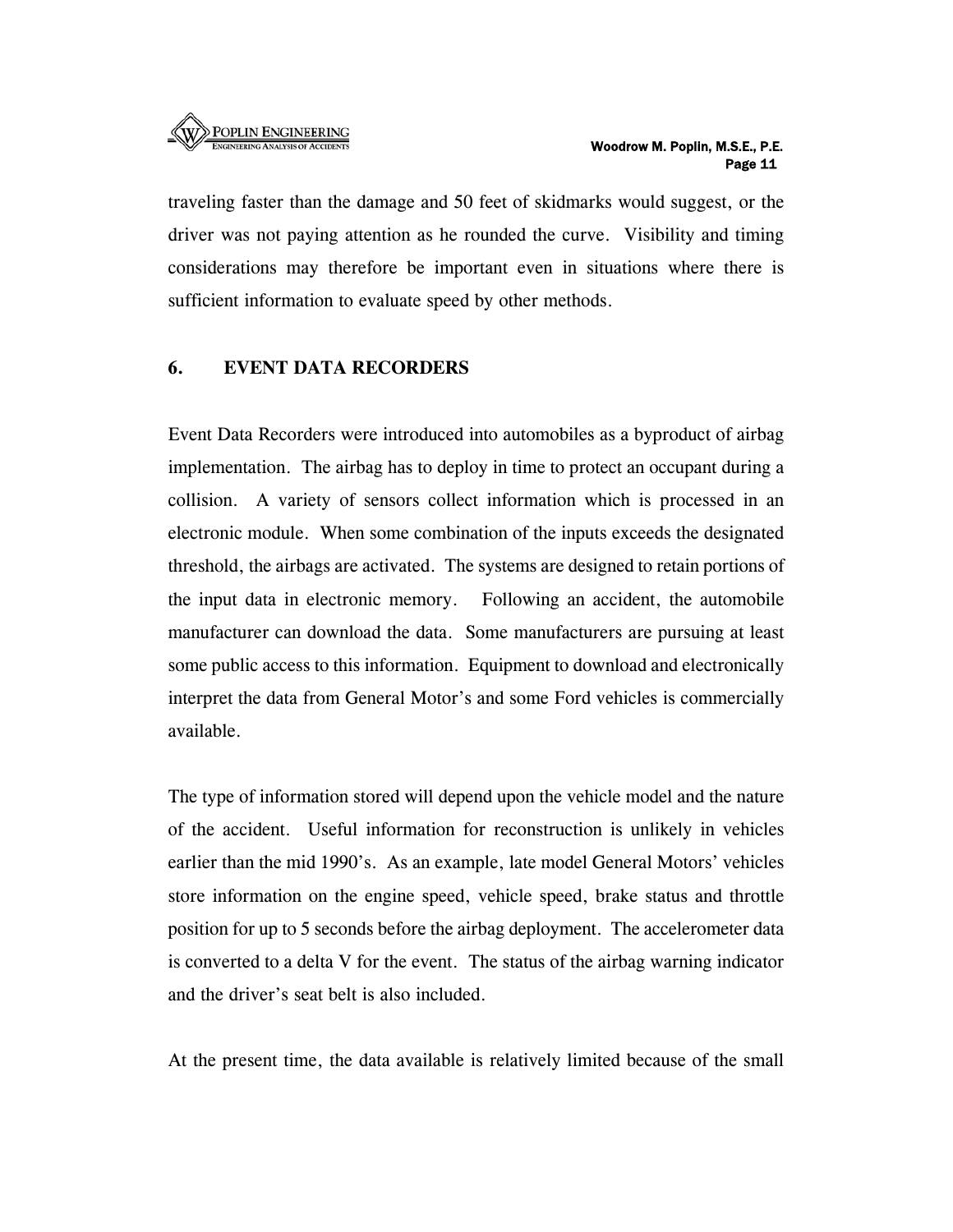traveling faster than the damage and 50 feet of skidmarks would suggest, or the driver was not paying attention as he rounded the curve. Visibility and timing considerations may therefore be important even in situations where there is sufficient information to evaluate speed by other methods.

## 6. EVENT DATA RECORDERS

Event Data Recorders were introduced into automobiles as a byproduct of airbag implementation. The airbag has to deploy in time to protect an occupant during a collision. A variety of sensors collect information which is processed in an electronic module. When some combination of the inputs exceeds the designated threshold, the airbags are activated. The systems are designed to retain portions of the input data in electronic memory. Following an accident, the automobile manufacturer can download the data. Some manufacturers are pursuing at least some public access to this information. Equipment to download and electronically interpret the data from General Motor's and some Ford vehicles is commercially available.

The type of information stored will depend upon the vehicle model and the nature of the accident. Useful information for reconstruction is unlikely in vehicles earlier than the mid 1990's. As an example, late model General Motors' vehicles store information on the engine speed, vehicle speed, brake status and throttle position for up to 5 seconds before the airbag deployment. The accelerometer data is converted to a delta V for the event. The status of the airbag warning indicator and the driver's seat belt is also included.

At the present time, the data available is relatively limited because of the small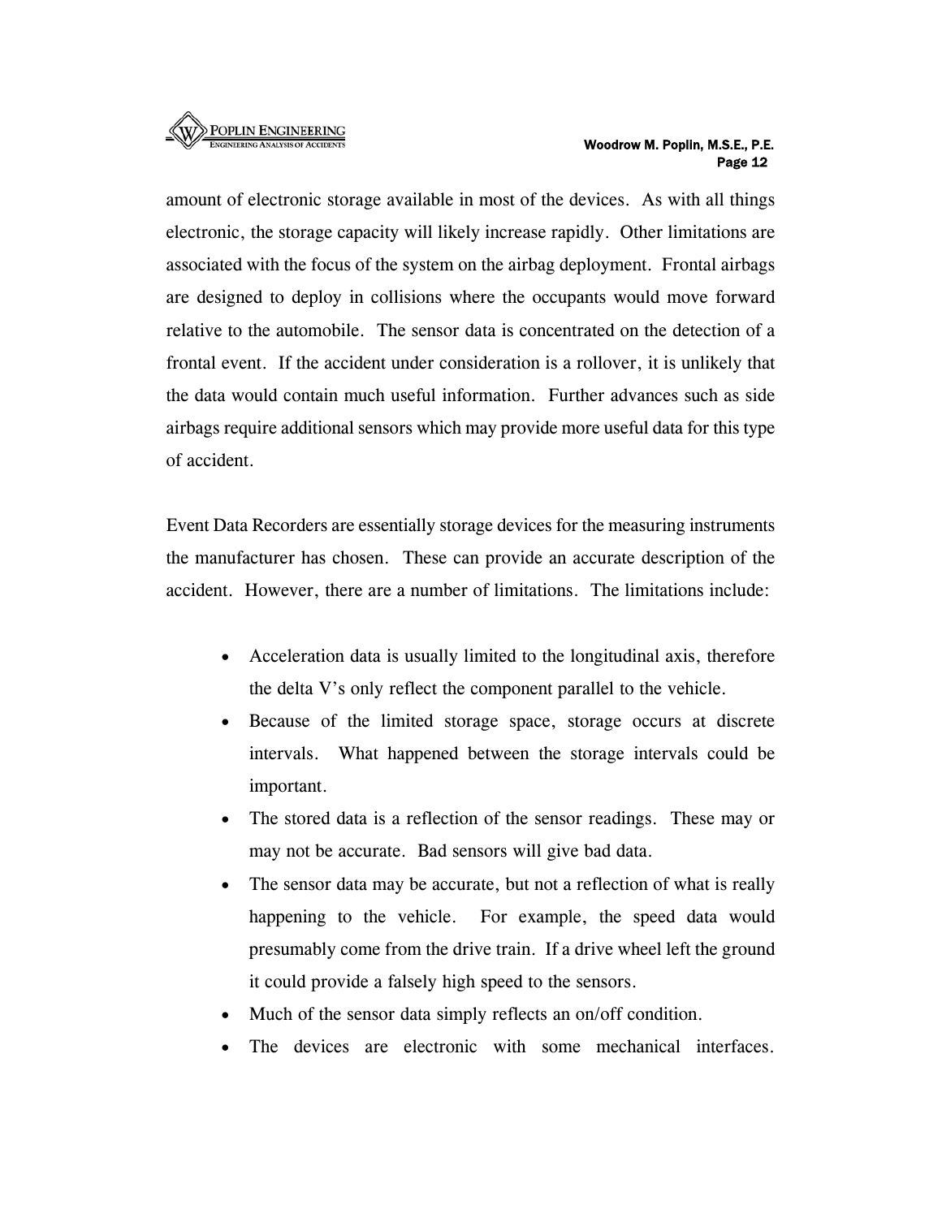amount of electronic storage available in most of the devices. As with all things electronic, the storage capacity will likely increase rapidly. Other limitations are associated with the focus of the system on the airbag deployment. Frontal airbags are designed to deploy in collisions where the occupants would move forward relative to the automobile. The sensor data is concentrated on the detection of a frontal event. If the accident under consideration is a rollover, it is unlikely that the data would contain much useful information. Further advances such as side airbags require additional sensors which may provide more useful data for this type of accident.

Event Data Recorders are essentially storage devices for the measuring instruments the manufacturer has chosen. These can provide an accurate description of the accident. However, there are a number of limitations. The limitations include:

- Acceleration data is usually limited to the longitudinal axis, therefore the delta V's only reflect the component parallel to the vehicle.
- Because of the limited storage space, storage occurs at discrete intervals. What happened between the storage intervals could be important.
- The stored data is a reflection of the sensor readings. These may or may not be accurate. Bad sensors will give bad data.
- The sensor data may be accurate, but not a reflection of what is really happening to the vehicle. For example, the speed data would presumably come from the drive train. If a drive wheel left the ground it could provide a falsely high speed to the sensors.
- Much of the sensor data simply reflects an on/off condition.
- The devices are electronic with some mechanical interfaces.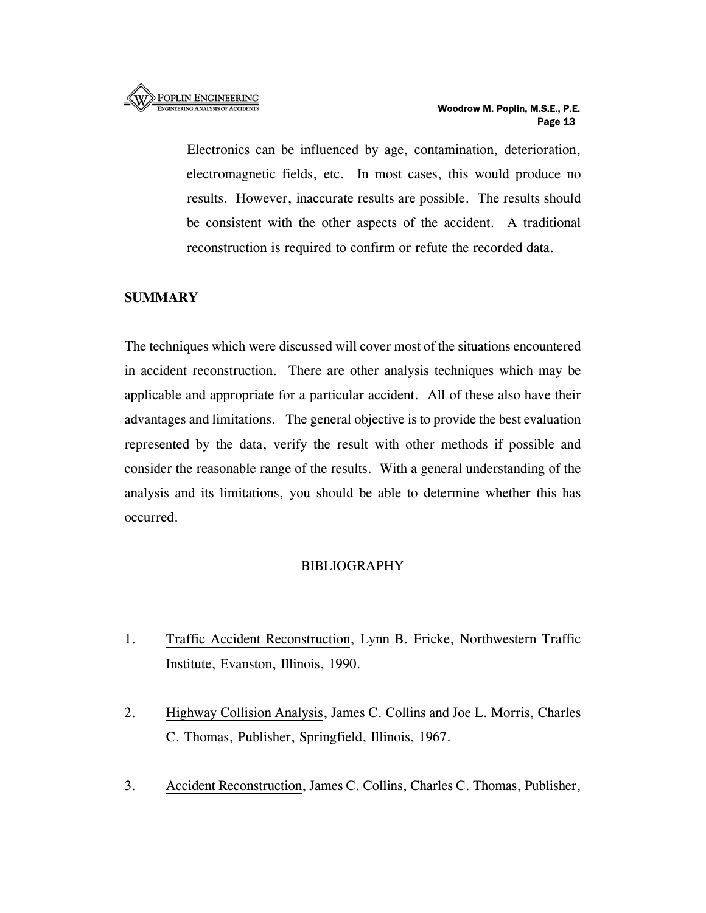Electronics can be influenced by age, contamination, deterioration, electromagnetic fields, etc. In most cases, this would produce no results. However, inaccurate results are possible. The results should be consistent with the other aspects of the accident. A traditional reconstruction is required to confirm or refute the recorded data.

## SUMMARY

The techniques which were discussed will cover most of the situations encountered in accident reconstruction. There are other analysis techniques which may be applicable and appropriate for a particular accident. All of these also have their advantages and limitations. The general objective is to provide the best evaluation represented by the data, verify the result with other methods if possible and consider the reasonable range of the results. With a general understanding of the analysis and its limitations, you should be able to determine whether this has occurred.

## BIBLIOGRAPHY

1. Traffic Accident Reconstruction, Lynn B. Fricke, Northwestern Traffic Institute, Evanston, Illinois, 1990.

2. Highway Collision Analysis, James C. Collins and Joe L. Morris, Charles C. Thomas, Publisher, Springfield, Illinois, 1967.

3. Accident Reconstruction, James C. Collins, Charles C. Thomas, Publisher,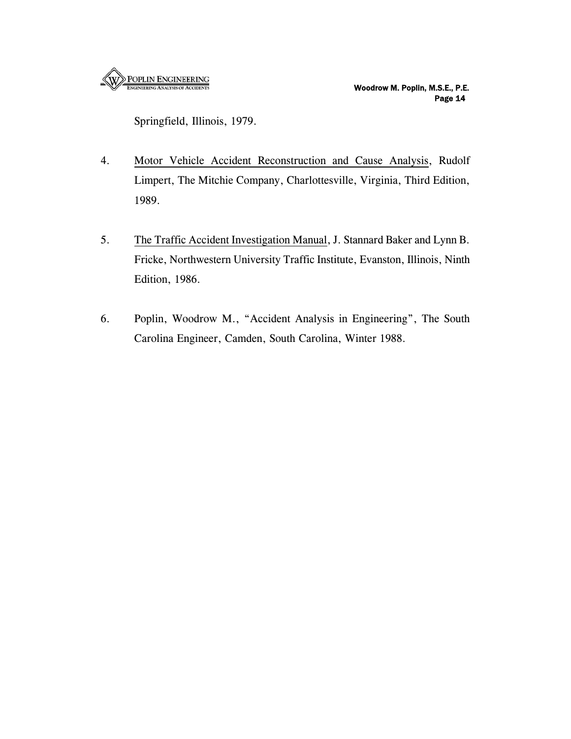Springfield, Illinois, 1979.

4. Motor Vehicle Accident Reconstruction and Cause Analysis, Rudolf Limpert, The Mitchie Company, Charlottesville, Virginia, Third Edition, 1989.

5. The Traffic Accident Investigation Manual, J. Stannard Baker and Lynn B. Fricke, Northwestern University Traffic Institute, Evanston, Illinois, Ninth Edition, 1986.

6. Poplin, Woodrow M., “Accident Analysis in Engineering”, The South Carolina Engineer, Camden, South Carolina, Winter 1988.